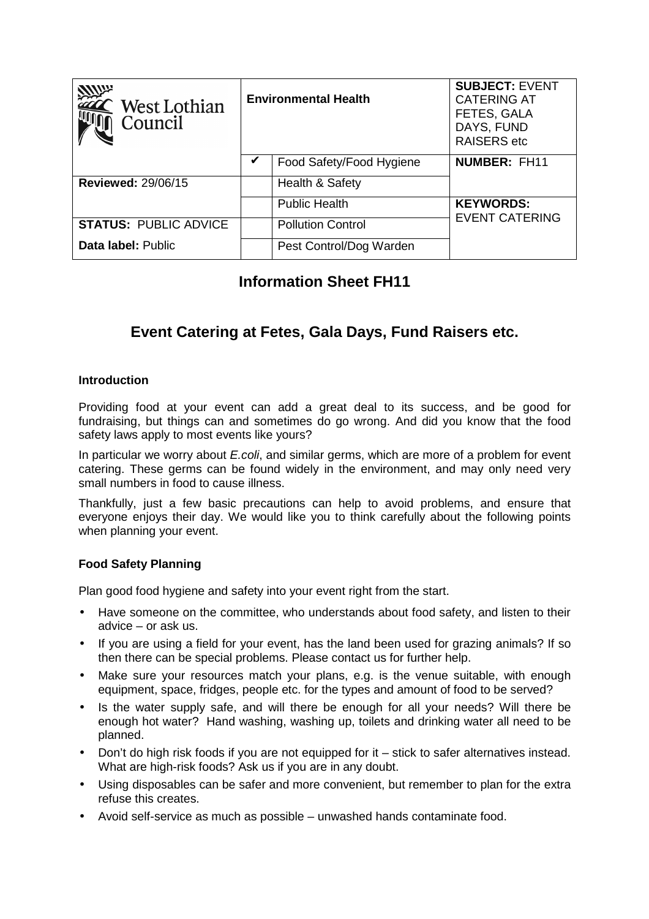| West Lothian Council | Environmental Health | | SUBJECT: EVENT CATERING AT FETES, GALA DAYS, FUND RAISERS etc |
|---|---|---|---|
| | ✔ | Food Safety/Food Hygiene | **NUMBER:** FH11 |
| **Reviewed:** 29/06/15 | | Health & Safety | |
| | | Public Health | **KEYWORDS:** EVENT CATERING |
| **STATUS:** PUBLIC ADVICE | | Pollution Control | |
| **Data label:** Public | | Pest Control/Dog Warden | |

# Information Sheet FH11

# Event Catering at Fetes, Gala Days, Fund Raisers etc.

### Introduction

Providing food at your event can add a great deal to its success, and be good for fundraising, but things can and sometimes do go wrong. And did you know that the food safety laws apply to most events like yours?

In particular we worry about *E.coli*, and similar germs, which are more of a problem for event catering. These germs can be found widely in the environment, and may only need very small numbers in food to cause illness.

Thankfully, just a few basic precautions can help to avoid problems, and ensure that everyone enjoys their day. We would like you to think carefully about the following points when planning your event.

### Food Safety Planning

Plan good food hygiene and safety into your event right from the start.

- Have someone on the committee, who understands about food safety, and listen to their advice – or ask us.
- If you are using a field for your event, has the land been used for grazing animals? If so then there can be special problems. Please contact us for further help.
- Make sure your resources match your plans, e.g. is the venue suitable, with enough equipment, space, fridges, people etc. for the types and amount of food to be served?
- Is the water supply safe, and will there be enough for all your needs? Will there be enough hot water? Hand washing, washing up, toilets and drinking water all need to be planned.
- Don't do high risk foods if you are not equipped for it – stick to safer alternatives instead. What are high-risk foods? Ask us if you are in any doubt.
- Using disposables can be safer and more convenient, but remember to plan for the extra refuse this creates.
- Avoid self-service as much as possible – unwashed hands contaminate food.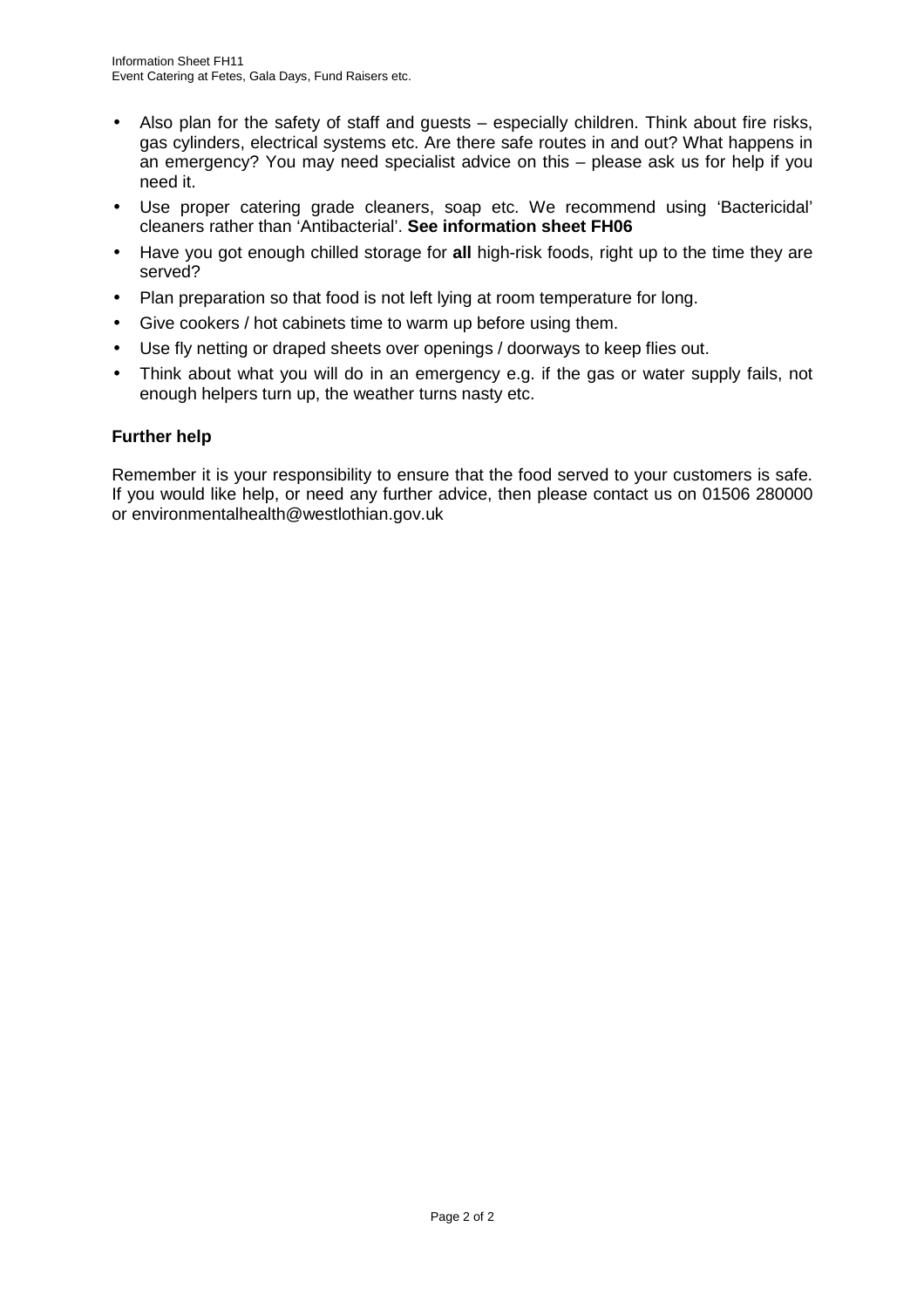- Also plan for the safety of staff and guests – especially children. Think about fire risks, gas cylinders, electrical systems etc. Are there safe routes in and out? What happens in an emergency? You may need specialist advice on this – please ask us for help if you need it.
- Use proper catering grade cleaners, soap etc. We recommend using 'Bactericidal' cleaners rather than 'Antibacterial'. **See information sheet FH06**
- Have you got enough chilled storage for **all** high-risk foods, right up to the time they are served?
- Plan preparation so that food is not left lying at room temperature for long.
- Give cookers / hot cabinets time to warm up before using them.
- Use fly netting or draped sheets over openings / doorways to keep flies out.
- Think about what you will do in an emergency e.g. if the gas or water supply fails, not enough helpers turn up, the weather turns nasty etc.

**Further help**

Remember it is your responsibility to ensure that the food served to your customers is safe. If you would like help, or need any further advice, then please contact us on 01506 280000 or environmentalhealth@westlothian.gov.uk